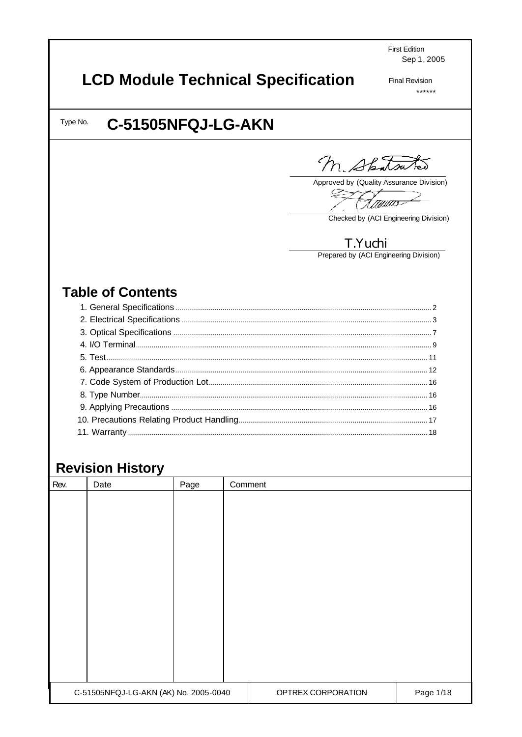First Edition
Sep 1, 2005

# LCD Module Technical Specification

Final Revision
******

Type No. **C-51505NFQJ-LG-AKN**

M. Shatsuta
Approved by (Quality Assurance Division)

Checked by (ACI Engineering Division)

T.Yuchi
Prepared by (ACI Engineering Division)

## Table of Contents

1. General Specifications ........ 2
2. Electrical Specifications ........ 3
3. Optical Specifications ........ 7
4. I/O Terminal ........ 9
5. Test ........ 11
6. Appearance Standards ........ 12
7. Code System of Production Lot ........ 16
8. Type Number ........ 16
9. Applying Precautions ........ 16
10. Precautions Relating Product Handling ........ 17
11. Warranty ........ 18

## Revision History

| Rev. | Date | Page | Comment |
|---|---|---|---|
| | | | |

C-51505NFQJ-LG-AKN (AK) No. 2005-0040 | OPTREX CORPORATION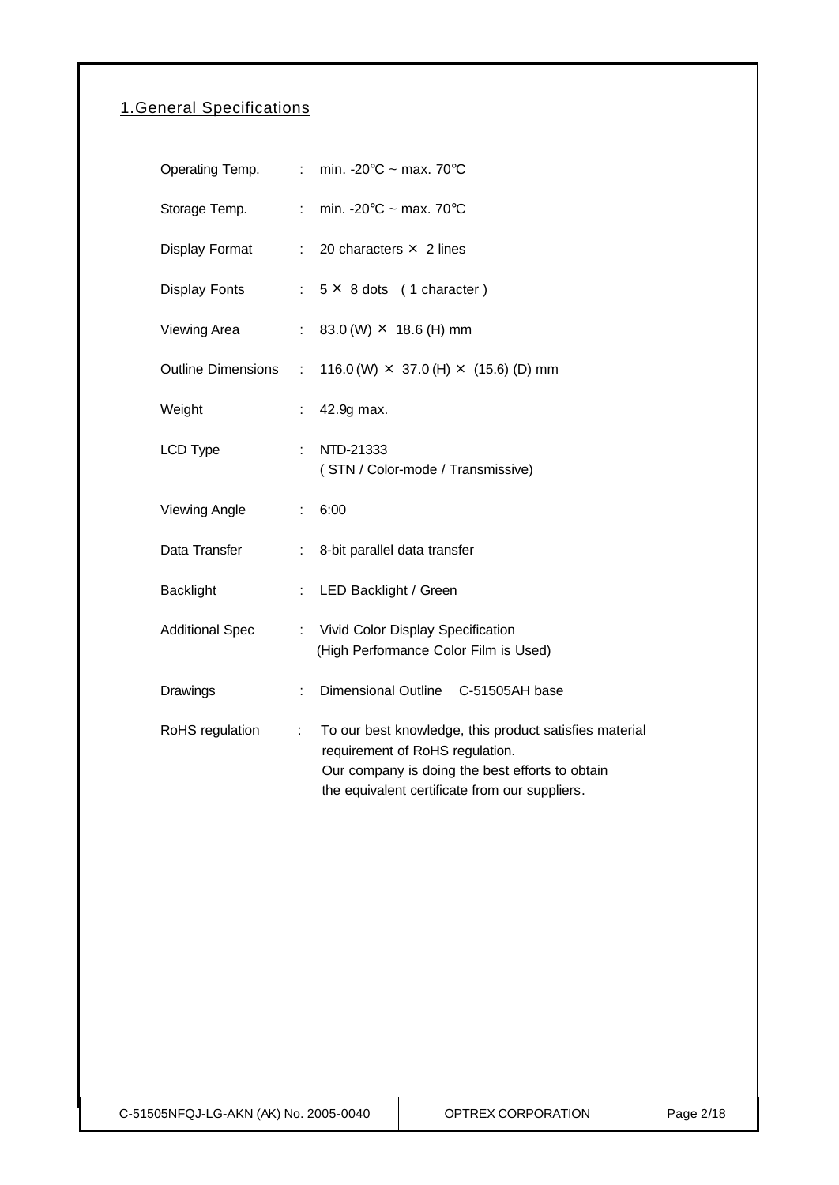## 1.General Specifications

| | | |
|---|---|---|
| Operating Temp. | : | min. -20℃ ~ max. 70℃ |
| Storage Temp. | : | min. -20℃ ~ max. 70℃ |
| Display Format | : | 20 characters × 2 lines |
| Display Fonts | : | 5 × 8 dots ( 1 character ) |
| Viewing Area | : | 83.0 (W) × 18.6 (H) mm |
| Outline Dimensions | : | 116.0 (W) × 37.0 (H) × (15.6) (D) mm |
| Weight | : | 42.9g max. |
| LCD Type | : | NTD-21333<br>( STN / Color-mode / Transmissive) |
| Viewing Angle | : | 6:00 |
| Data Transfer | : | 8-bit parallel data transfer |
| Backlight | : | LED Backlight / Green |
| Additional Spec | : | Vivid Color Display Specification<br>(High Performance Color Film is Used) |
| Drawings | : | Dimensional Outline C-51505AH base |
| RoHS regulation | : | To our best knowledge, this product satisfies material requirement of RoHS regulation.<br>Our company is doing the best efforts to obtain the equivalent certificate from our suppliers. |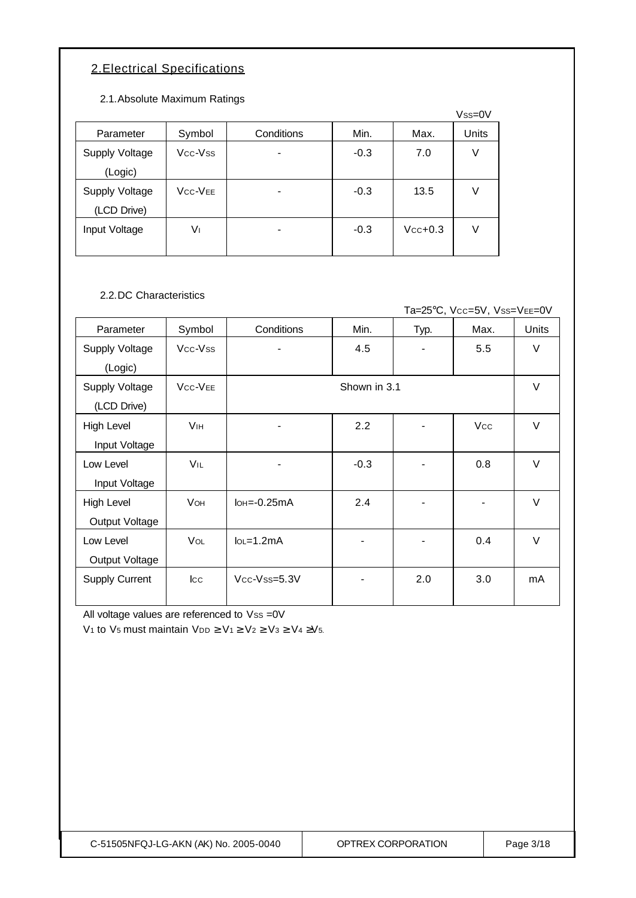## 2. Electrical Specifications

### 2.1. Absolute Maximum Ratings

$V_{SS}=0V$

| Parameter | Symbol | Conditions | Min. | Max. | Units |
|---|---|---|---|---|---|
| Supply Voltage (Logic) | $V_{CC}$-$V_{SS}$ | - | -0.3 | 7.0 | V |
| Supply Voltage (LCD Drive) | $V_{CC}$-$V_{EE}$ | - | -0.3 | 13.5 | V |
| Input Voltage | $V_I$ | - | -0.3 | $V_{CC}$+0.3 | V |

### 2.2. DC Characteristics

Ta=25°C, $V_{CC}=5V$, $V_{SS}=V_{EE}=0V$

| Parameter | Symbol | Conditions | Min. | Typ. | Max. | Units |
|---|---|---|---|---|---|---|
| Supply Voltage (Logic) | $V_{CC}$-$V_{SS}$ | - | 4.5 | - | 5.5 | V |
| Supply Voltage (LCD Drive) | $V_{CC}$-$V_{EE}$ | Shown in 3.1 | | | | V |
| High Level Input Voltage | $V_{IH}$ | - | 2.2 | - | $V_{CC}$ | V |
| Low Level Input Voltage | $V_{IL}$ | - | -0.3 | - | 0.8 | V |
| High Level Output Voltage | $V_{OH}$ | $I_{OH}$=-0.25mA | 2.4 | - | - | V |
| Low Level Output Voltage | $V_{OL}$ | $I_{OL}$=1.2mA | - | - | 0.4 | V |
| Supply Current | $I_{CC}$ | $V_{CC}$-$V_{SS}$=5.3V | - | 2.0 | 3.0 | mA |

All voltage values are referenced to $V_{SS}$ =0V

$V_1$ to $V_5$ must maintain $V_{DD} \geq V_1 \geq V_2 \geq V_3 \geq V_4 \geq V_5$.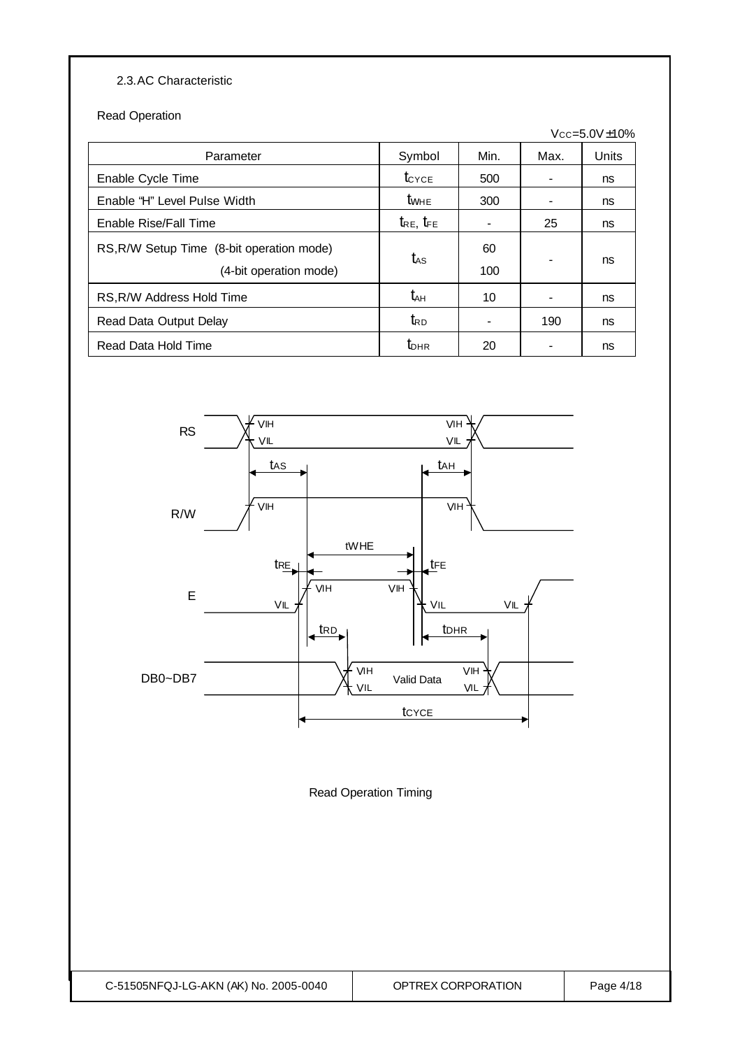### 2.3. AC Characteristic

Read Operation

$V_{CC}$=5.0V±10%

| Parameter | Symbol | Min. | Max. | Units |
|---|---|---|---|---|
| Enable Cycle Time | $t_{CYCE}$ | 500 | - | ns |
| Enable "H" Level Pulse Width | $t_{WHE}$ | 300 | - | ns |
| Enable Rise/Fall Time | $t_{RE}$, $t_{FE}$ | - | 25 | ns |
| RS,R/W Setup Time (8-bit operation mode) | $t_{AS}$ | 60 | - | ns |
| (4-bit operation mode) | | 100 | | |
| RS,R/W Address Hold Time | $t_{AH}$ | 10 | - | ns |
| Read Data Output Delay | $t_{RD}$ | - | 190 | ns |
| Read Data Hold Time | $t_{DHR}$ | 20 | - | ns |

Read Operation Timing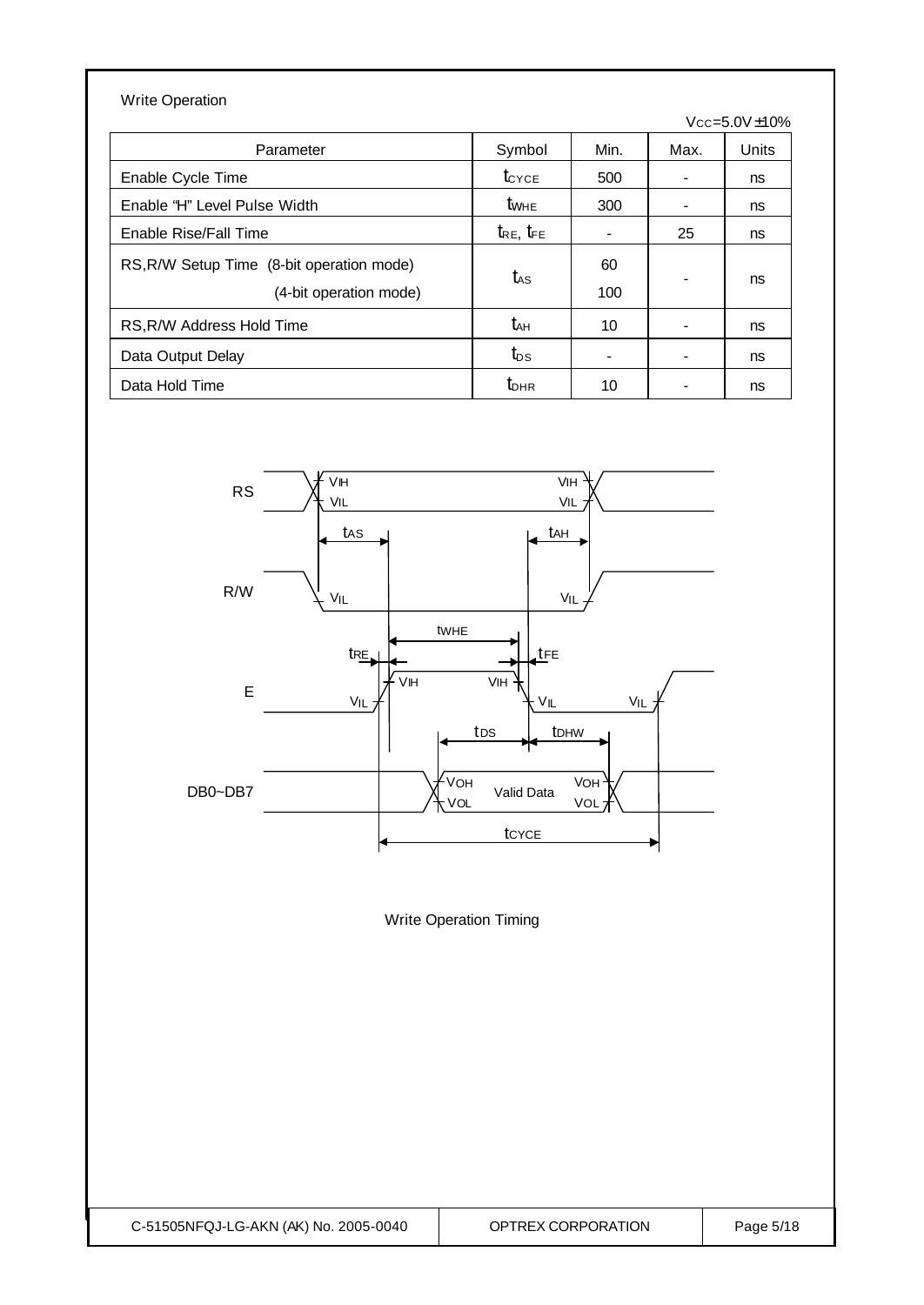Write Operation

$V_{CC}$=5.0V±10%

| Parameter | Symbol | Min. | Max. | Units |
|---|---|---|---|---|
| Enable Cycle Time | $t_{CYCE}$ | 500 | - | ns |
| Enable "H" Level Pulse Width | $t_{WHE}$ | 300 | - | ns |
| Enable Rise/Fall Time | $t_{RE}$, $t_{FE}$ | - | 25 | ns |
| RS,R/W Setup Time (8-bit operation mode)<br>(4-bit operation mode) | $t_{AS}$ | 60<br>100 | - | ns |
| RS,R/W Address Hold Time | $t_{AH}$ | 10 | - | ns |
| Data Output Delay | $t_{DS}$ | - | - | ns |
| Data Hold Time | $t_{DHR}$ | 10 | - | ns |

Write Operation Timing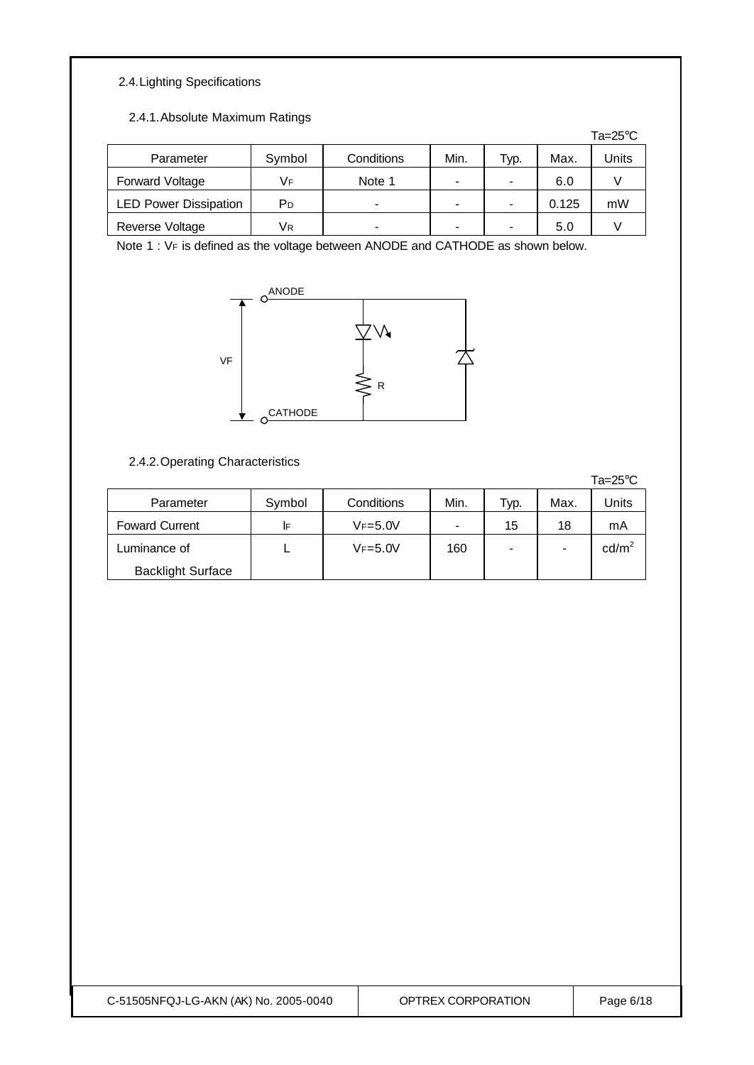## 2.4. Lighting Specifications

### 2.4.1. Absolute Maximum Ratings

Ta=25°C

| Parameter | Symbol | Conditions | Min. | Typ. | Max. | Units |
|---|---|---|---|---|---|---|
| Forward Voltage | $V_F$ | Note 1 | - | - | 6.0 | V |
| LED Power Dissipation | $P_D$ | - | - | - | 0.125 | mW |
| Reverse Voltage | $V_R$ | - | - | - | 5.0 | V |

Note 1 : $V_F$ is defined as the voltage between ANODE and CATHODE as shown below.

ANODE

VF

R

CATHODE

### 2.4.2. Operating Characteristics

Ta=25°C

| Parameter | Symbol | Conditions | Min. | Typ. | Max. | Units |
|---|---|---|---|---|---|---|
| Foward Current | $I_F$ | $V_F$=5.0V | - | 15 | 18 | mA |
| Luminance of Backlight Surface | L | $V_F$=5.0V | 160 | - | - | $cd/m^2$ |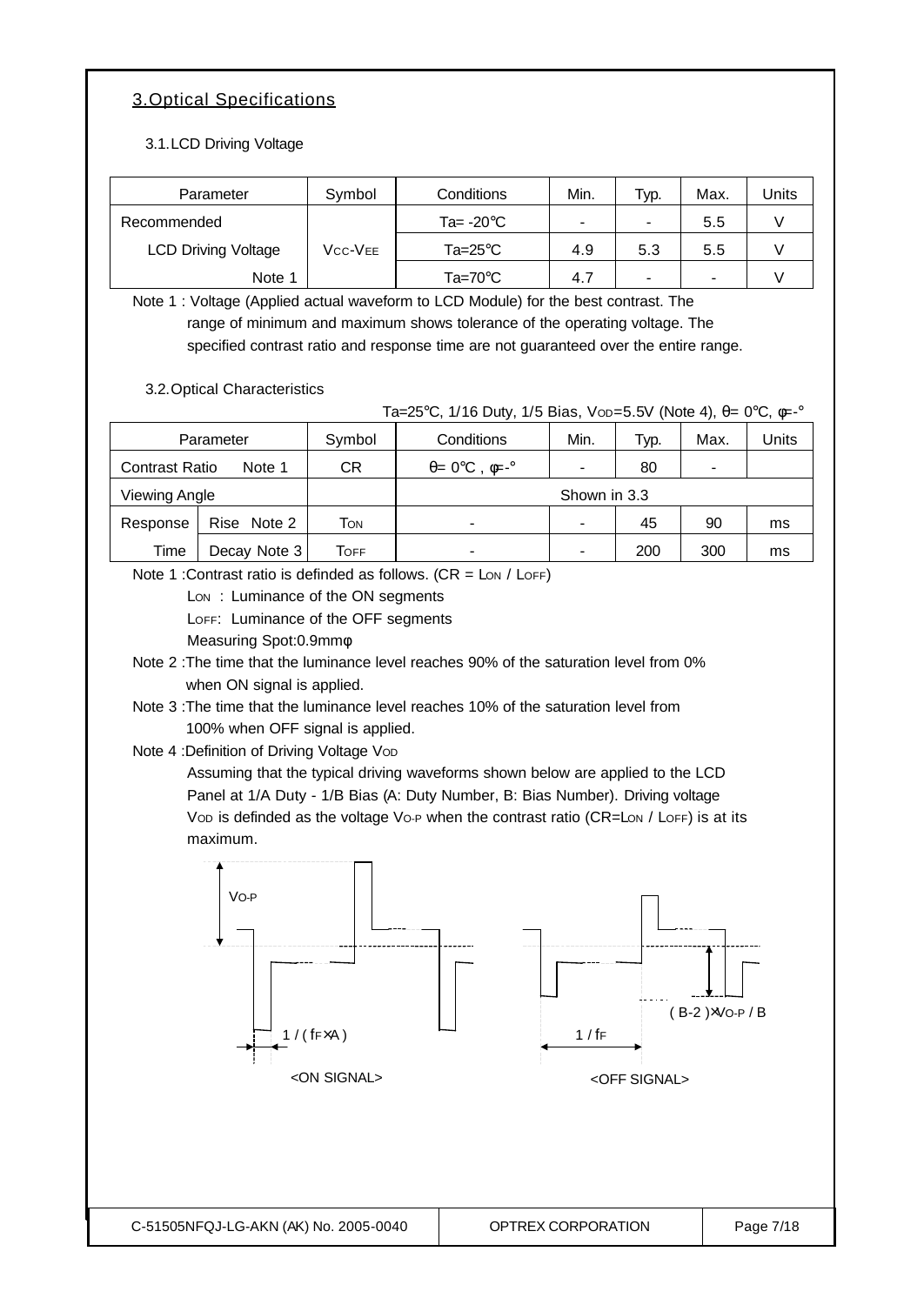## 3.Optical Specifications

### 3.1.LCD Driving Voltage

| Parameter | Symbol | Conditions | Min. | Typ. | Max. | Units |
|---|---|---|---|---|---|---|
| Recommended | | Ta= -20℃ | - | - | 5.5 | V |
| LCD Driving Voltage | $V_{CC}$-$V_{EE}$ | Ta=25℃ | 4.9 | 5.3 | 5.5 | V |
| Note 1 | | Ta=70℃ | 4.7 | - | - | V |

Note 1 : Voltage (Applied actual waveform to LCD Module) for the best contrast. The range of minimum and maximum shows tolerance of the operating voltage. The specified contrast ratio and response time are not guaranteed over the entire range.

### 3.2.Optical Characteristics

Ta=25℃, 1/16 Duty, 1/5 Bias, $V_{OD}$=5.5V (Note 4), θ= 0℃, φ=-°

| Parameter | | Symbol | Conditions | Min. | Typ. | Max. | Units |
|---|---|---|---|---|---|---|---|
| Contrast Ratio | Note 1 | CR | θ= 0℃ , φ=-° | - | 80 | - | |
| Viewing Angle | | | Shown in 3.3 | | | | |
| Response | Rise Note 2 | $T_{ON}$ | - | - | 45 | 90 | ms |
| Time | Decay Note 3 | $T_{OFF}$ | - | - | 200 | 300 | ms |

Note 1 :Contrast ratio is definded as follows. (CR = $L_{ON}$ / $L_{OFF}$)

$L_{ON}$ : Luminance of the ON segments

$L_{OFF}$: Luminance of the OFF segments

Measuring Spot:0.9mmφ

Note 2 :The time that the luminance level reaches 90% of the saturation level from 0% when ON signal is applied.

Note 3 :The time that the luminance level reaches 10% of the saturation level from 100% when OFF signal is applied.

Note 4 :Definition of Driving Voltage $V_{OD}$

Assuming that the typical driving waveforms shown below are applied to the LCD Panel at 1/A Duty - 1/B Bias (A: Duty Number, B: Bias Number). Driving voltage $V_{OD}$ is definded as the voltage $V_{O-P}$ when the contrast ratio (CR=$L_{ON}$ / $L_{OFF}$) is at its maximum.

$V_{O-P}$

1 / ( $f_F$×A )

<ON SIGNAL>

( B-2 )×$V_{O-P}$ / B

1 / $f_F$

<OFF SIGNAL>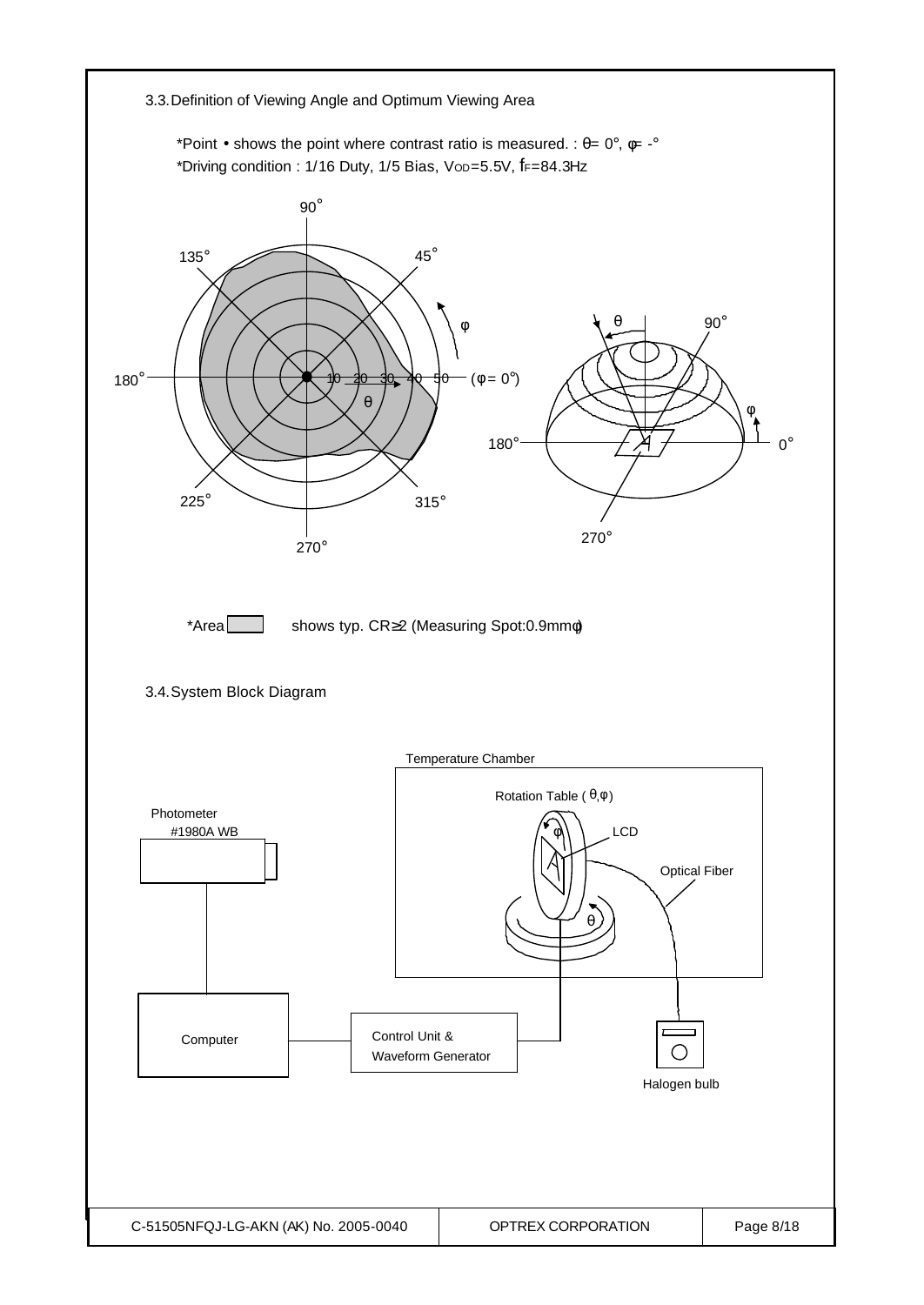## 3.3. Definition of Viewing Angle and Optimum Viewing Area

*Point • shows the point where contrast ratio is measured. : θ= 0°, φ= -°

*Driving condition : 1/16 Duty, 1/5 Bias, $V_{OD}$=5.5V, $f_F$=84.3Hz

*Area shows typ. CR≧2 (Measuring Spot:0.9mmφ)

## 3.4. System Block Diagram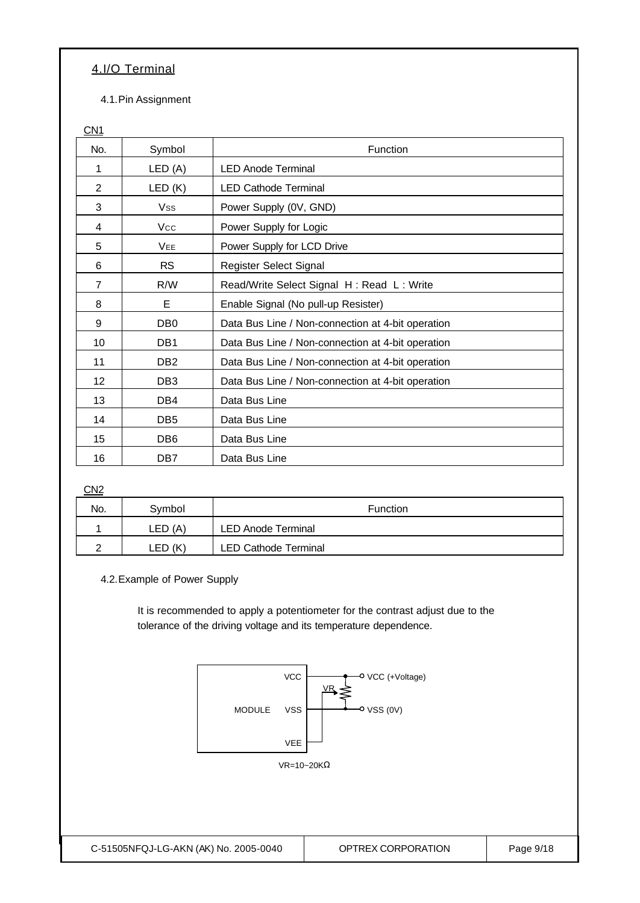## 4.I/O Terminal

### 4.1.Pin Assignment

CN1

| No. | Symbol | Function |
|---|---|---|
| 1 | LED (A) | LED Anode Terminal |
| 2 | LED (K) | LED Cathode Terminal |
| 3 | $V_{SS}$ | Power Supply (0V, GND) |
| 4 | $V_{CC}$ | Power Supply for Logic |
| 5 | $V_{EE}$ | Power Supply for LCD Drive |
| 6 | RS | Register Select Signal |
| 7 | R/W | Read/Write Select Signal H : Read L : Write |
| 8 | E | Enable Signal (No pull-up Resister) |
| 9 | DB0 | Data Bus Line / Non-connection at 4-bit operation |
| 10 | DB1 | Data Bus Line / Non-connection at 4-bit operation |
| 11 | DB2 | Data Bus Line / Non-connection at 4-bit operation |
| 12 | DB3 | Data Bus Line / Non-connection at 4-bit operation |
| 13 | DB4 | Data Bus Line |
| 14 | DB5 | Data Bus Line |
| 15 | DB6 | Data Bus Line |
| 16 | DB7 | Data Bus Line |

CN2

| No. | Symbol | Function |
|---|---|---|
| 1 | LED (A) | LED Anode Terminal |
| 2 | LED (K) | LED Cathode Terminal |

### 4.2.Example of Power Supply

It is recommended to apply a potentiometer for the contrast adjust due to the tolerance of the driving voltage and its temperature dependence.

MODULE VCC — VCC (+Voltage)

VR

VSS — VSS (0V)

VEE

VR=10~20KΩ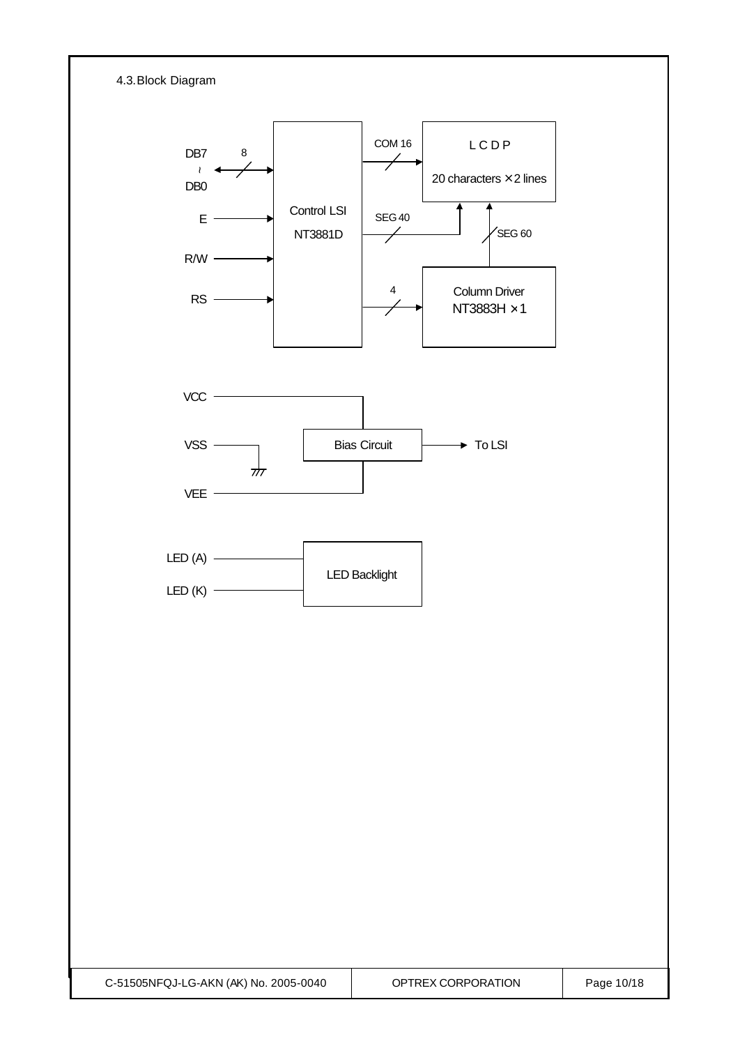## 4.3. Block Diagram

DB7 ~ DB0 (8)

E

R/W

RS

Control LSI NT3881D

COM 16

SEG 40

4

LCDP

20 characters × 2 lines

SEG 60

Column Driver NT3883H × 1

VCC

VSS

VEE

Bias Circuit

To LSI

LED (A)

LED (K)

LED Backlight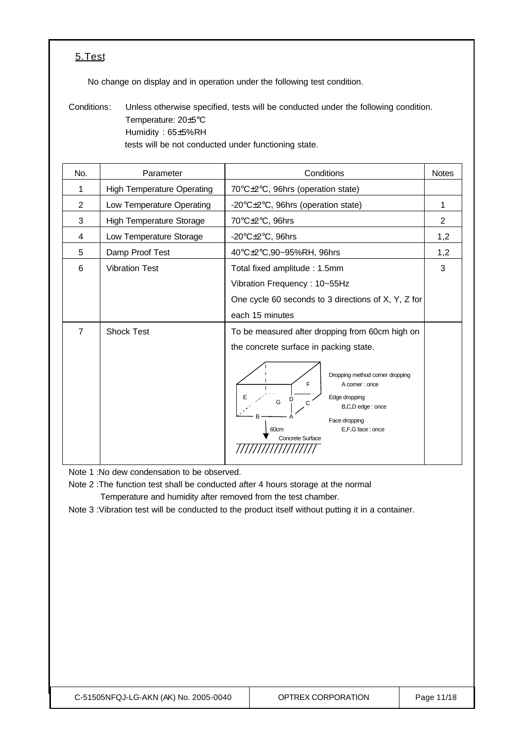## 5.Test

No change on display and in operation under the following test condition.

Conditions: Unless otherwise specified, tests will be conducted under the following condition.
Temperature: 20±5°C
Humidity : 65±5%RH
tests will be not conducted under functioning state.

| No. | Parameter | Conditions | Notes |
|---|---|---|---|
| 1 | High Temperature Operating | 70°C±2°C, 96hrs (operation state) | |
| 2 | Low Temperature Operating | -20°C±2°C, 96hrs (operation state) | 1 |
| 3 | High Temperature Storage | 70°C±2°C, 96hrs | 2 |
| 4 | Low Temperature Storage | -20°C±2°C, 96hrs | 1,2 |
| 5 | Damp Proof Test | 40°C±2°C,90~95%RH, 96hrs | 1,2 |
| 6 | Vibration Test | Total fixed amplitude : 1.5mm<br>Vibration Frequency : 10~55Hz<br>One cycle 60 seconds to 3 directions of X, Y, Z for each 15 minutes | 3 |
| 7 | Shock Test | To be measured after dropping from 60cm high on the concrete surface in packing state.<br>Dropping method corner dropping<br>A corner : once<br>Edge dropping<br>B,C,D edge : once<br>Face dropping<br>E,F,G face : once<br>60cm<br>Concrete Surface | |

Note 1 :No dew condensation to be observed.

Note 2 :The function test shall be conducted after 4 hours storage at the normal Temperature and humidity after removed from the test chamber.

Note 3 :Vibration test will be conducted to the product itself without putting it in a container.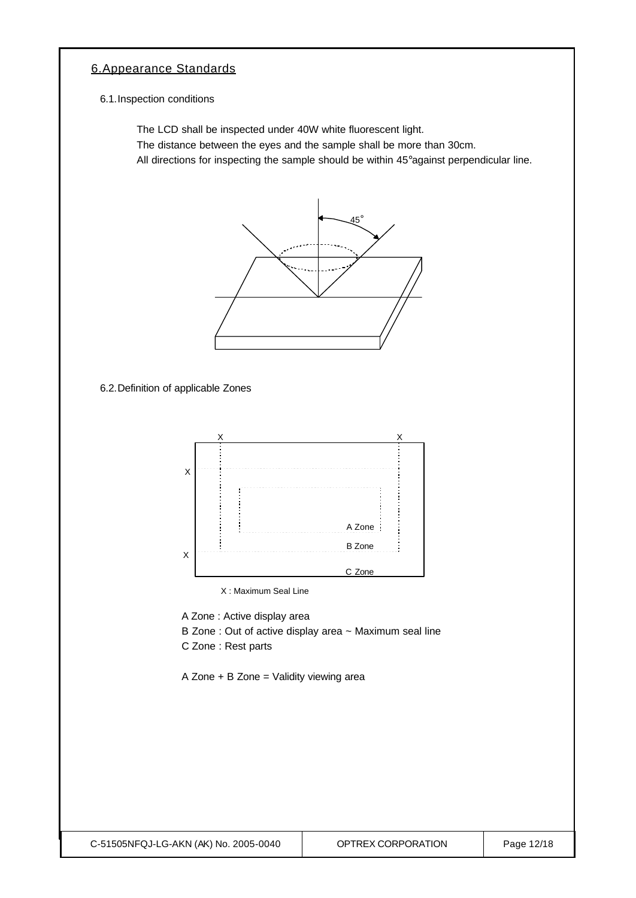## 6. Appearance Standards

### 6.1. Inspection conditions

The LCD shall be inspected under 40W white fluorescent light.
The distance between the eyes and the sample shall be more than 30cm.
All directions for inspecting the sample should be within 45°against perpendicular line.

### 6.2. Definition of applicable Zones

X : Maximum Seal Line

A Zone : Active display area
B Zone : Out of active display area ~ Maximum seal line
C Zone : Rest parts

A Zone + B Zone = Validity viewing area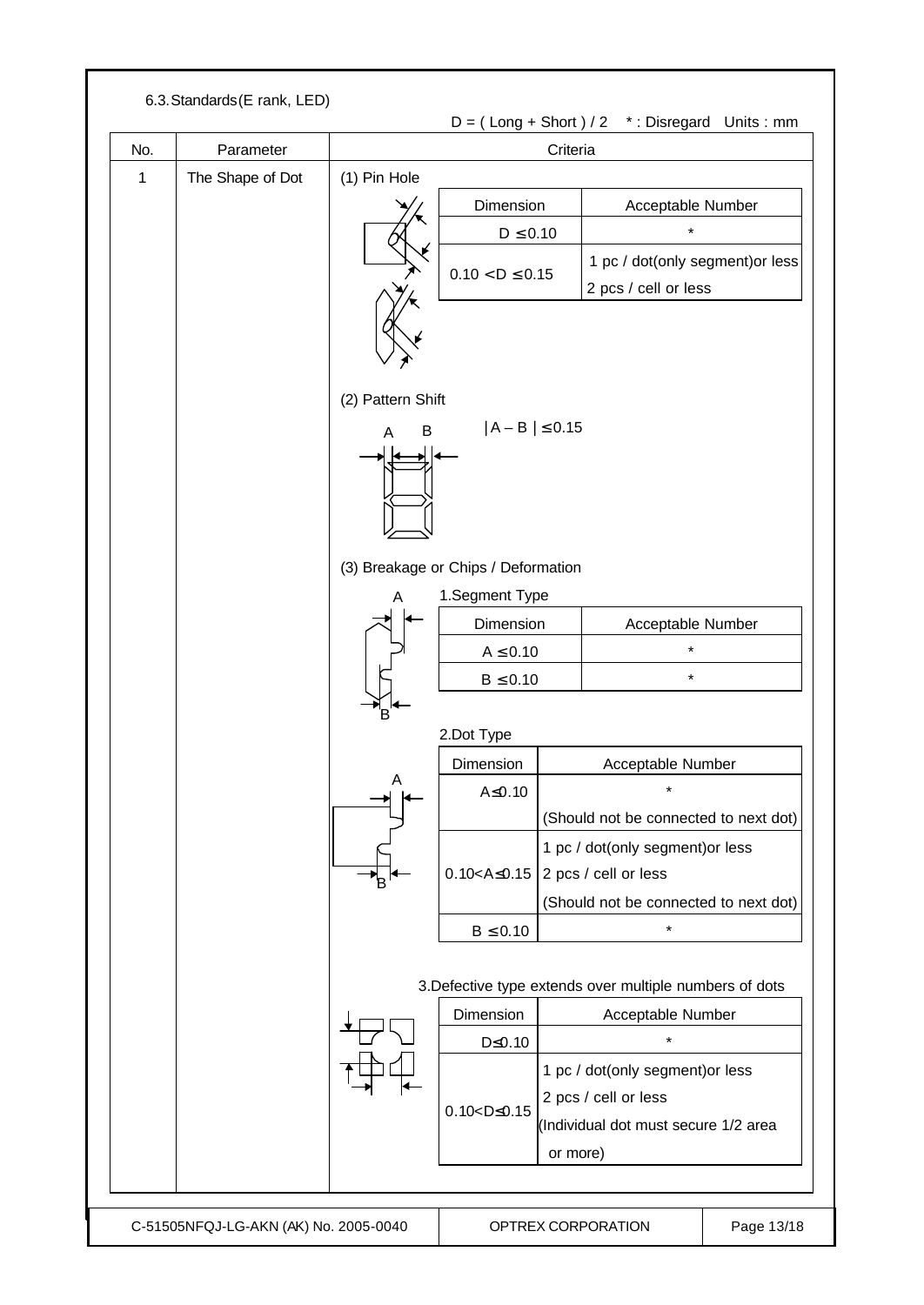### 6.3. Standards (E rank, LED)

D = ( Long + Short ) / 2  * : Disregard  Units : mm

| No. | Parameter | Criteria |
|---|---|---|
| 1 | The Shape of Dot | (1) Pin Hole |

**(1) Pin Hole**

| Dimension | Acceptable Number |
|---|---|
| D ≤ 0.10 | * |
| 0.10 < D ≤ 0.15 | 1 pc / dot(only segment)or less<br>2 pcs / cell or less |

**(2) Pattern Shift**

A B

|A – B | ≤ 0.15

**(3) Breakage or Chips / Deformation**

1.Segment Type

| Dimension | Acceptable Number |
|---|---|
| A ≤ 0.10 | * |
| B ≤ 0.10 | * |

2.Dot Type

| Dimension | Acceptable Number |
|---|---|
| A≤0.10 | *<br>(Should not be connected to next dot) |
| 0.10<A≤0.15 | 1 pc / dot(only segment)or less<br>2 pcs / cell or less<br>(Should not be connected to next dot) |
| B ≤ 0.10 | * |

3.Defective type extends over multiple numbers of dots

| Dimension | Acceptable Number |
|---|---|
| D≤0.10 | * |
| 0.10<D≤0.15 | 1 pc / dot(only segment)or less<br>2 pcs / cell or less<br>(Individual dot must secure 1/2 area or more) |

C-51505NFQJ-LG-AKN (AK) No. 2005-0040 | OPTREX CORPORATION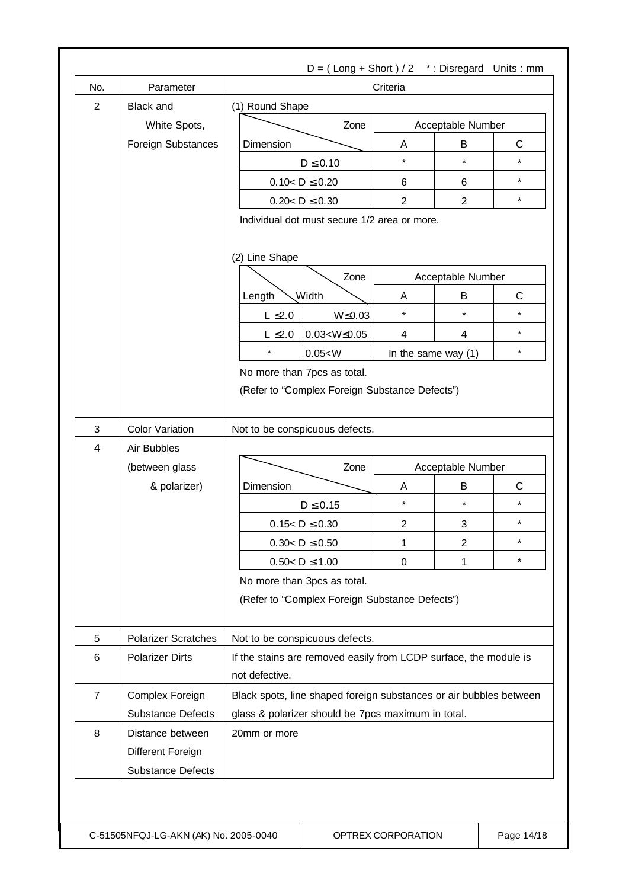D = ( Long + Short ) / 2  * : Disregard  Units : mm

| No. | Parameter | Criteria |
|---|---|---|
| 2 | Black and White Spots, Foreign Substances | (1) Round Shape (see table below) Individual dot must secure 1/2 area or more. (2) Line Shape (see table below) No more than 7pcs as total. (Refer to "Complex Foreign Substance Defects") |
| 3 | Color Variation | Not to be conspicuous defects. |
| 4 | Air Bubbles (between glass & polarizer) | (see table below) No more than 3pcs as total. (Refer to "Complex Foreign Substance Defects") |
| 5 | Polarizer Scratches | Not to be conspicuous defects. |
| 6 | Polarizer Dirts | If the stains are removed easily from LCDP surface, the module is not defective. |
| 7 | Complex Foreign Substance Defects | Black spots, line shaped foreign substances or air bubbles between glass & polarizer should be 7pcs maximum in total. |
| 8 | Distance between Different Foreign Substance Defects | 20mm or more |

**2. Black and White Spots, Foreign Substances**

(1) Round Shape

| Dimension \ Zone | Acceptable Number A | B | C |
|---|---|---|---|
| $D \leq 0.10$ | * | * | * |
| $0.10 < D \leq 0.20$ | 6 | 6 | * |
| $0.20 < D \leq 0.30$ | 2 | 2 | * |

Individual dot must secure 1/2 area or more.

(2) Line Shape

| Length | Width \ Zone | Acceptable Number A | B | C |
|---|---|---|---|---|
| $L \leq 2.0$ | $W \leq 0.03$ | * | * | * |
| $L \leq 2.0$ | $0.03 < W \leq 0.05$ | 4 | 4 | * |
| * | $0.05 < W$ | In the same way (1) | | * |

No more than 7pcs as total.

(Refer to "Complex Foreign Substance Defects")

**4. Air Bubbles (between glass & polarizer)**

| Dimension \ Zone | Acceptable Number A | B | C |
|---|---|---|---|
| $D \leq 0.15$ | * | * | * |
| $0.15 < D \leq 0.30$ | 2 | 3 | * |
| $0.30 < D \leq 0.50$ | 1 | 2 | * |
| $0.50 < D \leq 1.00$ | 0 | 1 | * |

No more than 3pcs as total.

(Refer to "Complex Foreign Substance Defects")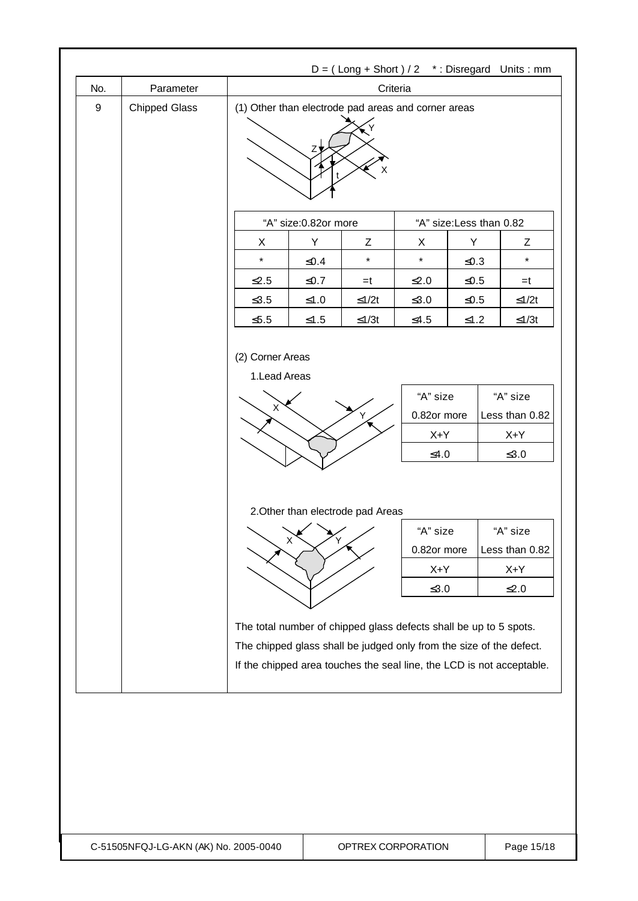D = ( Long + Short ) / 2 * : Disregard Units : mm

| No. | Parameter | Criteria |
|---|---|---|
| 9 | Chipped Glass | (1) Other than electrode pad areas and corner areas |

| "A" size:0.82or more | | | "A" size:Less than 0.82 | | |
|---|---|---|---|---|---|
| X | Y | Z | X | Y | Z |
| * | ≤0.4 | * | * | ≤0.3 | * |
| ≤2.5 | ≤0.7 | =t | ≤2.0 | ≤0.5 | =t |
| ≤3.5 | ≤1.0 | ≤1/2t | ≤3.0 | ≤0.5 | ≤1/2t |
| ≤5.5 | ≤1.5 | ≤1/3t | ≤4.5 | ≤1.2 | ≤1/3t |

(2) Corner Areas

1.Lead Areas

| "A" size 0.82or more | "A" size Less than 0.82 |
|---|---|
| X+Y | X+Y |
| ≤4.0 | ≤3.0 |

2.Other than electrode pad Areas

| "A" size 0.82or more | "A" size Less than 0.82 |
|---|---|
| X+Y | X+Y |
| ≤3.0 | ≤2.0 |

The total number of chipped glass defects shall be up to 5 spots.

The chipped glass shall be judged only from the size of the defect.

If the chipped area touches the seal line, the LCD is not acceptable.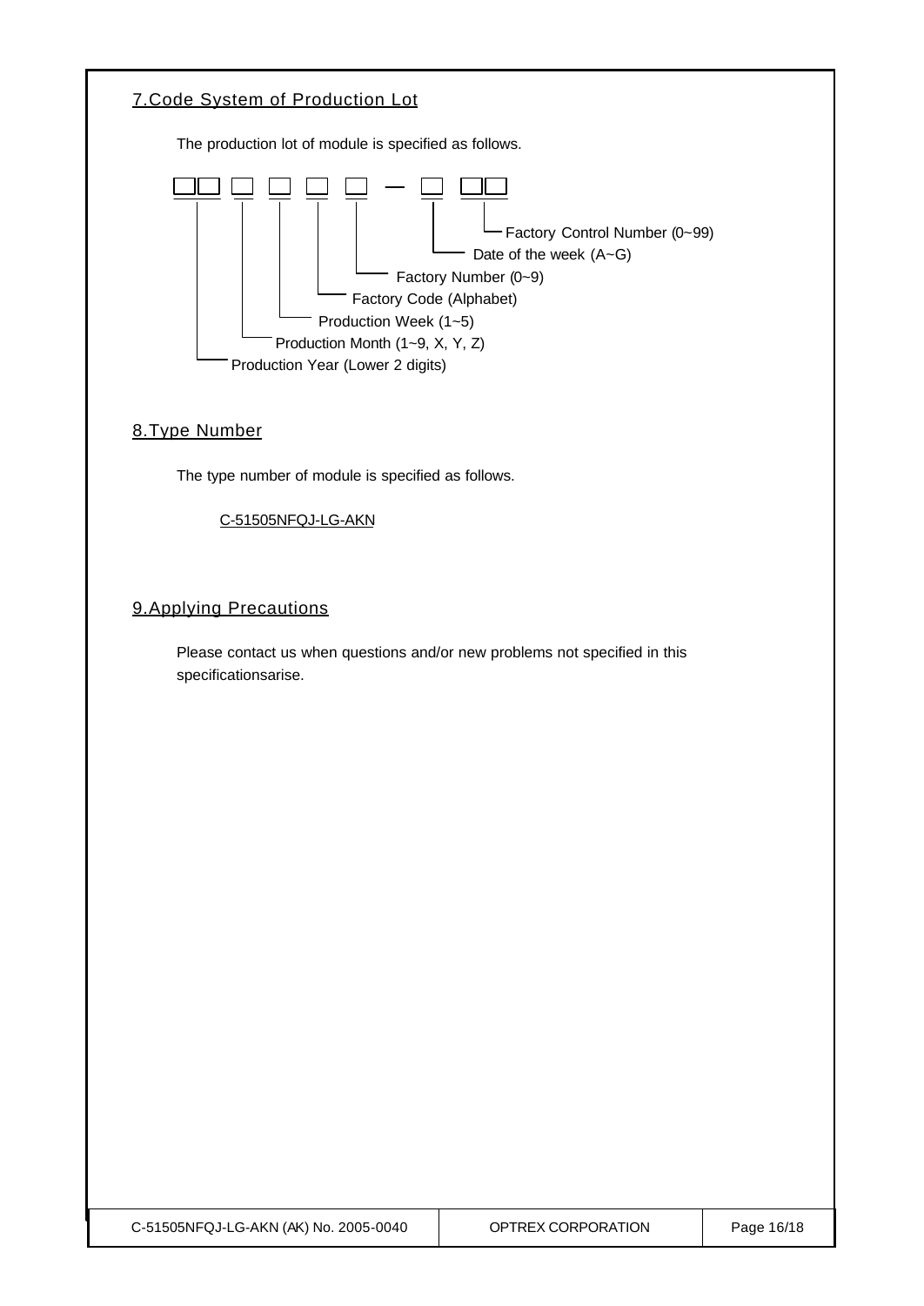## 7.Code System of Production Lot

The production lot of module is specified as follows.

```
□□ □ □ □ □ — □ □□
│  │ │ │ │    │  └ Factory Control Number (0~99)
│  │ │ │ │    └ Date of the week (A~G)
│  │ │ │ └ Factory Number (0~9)
│  │ │ └ Factory Code (Alphabet)
│  │ └ Production Week (1~5)
│  └ Production Month (1~9, X, Y, Z)
└ Production Year (Lower 2 digits)
```

## 8.Type Number

The type number of module is specified as follows.

C-51505NFQJ-LG-AKN

## 9.Applying Precautions

Please contact us when questions and/or new problems not specified in this specificationsarise.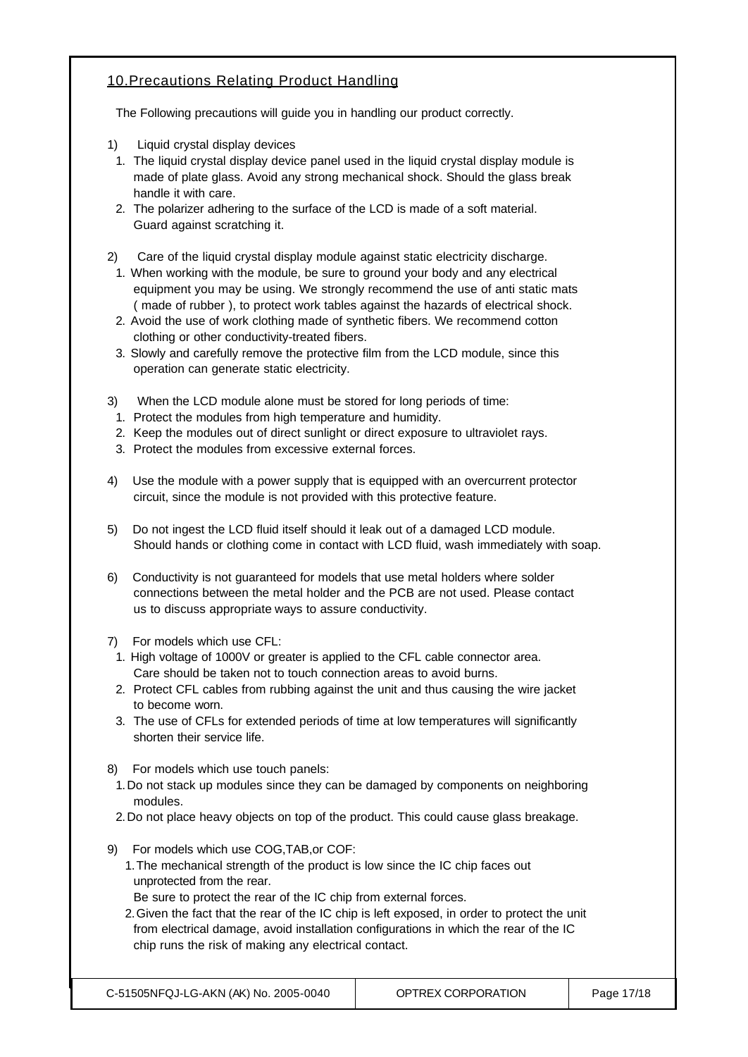## 10.Precautions Relating Product Handling

The Following precautions will guide you in handling our product correctly.

1) Liquid crystal display devices
   1. The liquid crystal display device panel used in the liquid crystal display module is made of plate glass. Avoid any strong mechanical shock. Should the glass break handle it with care.
   2. The polarizer adhering to the surface of the LCD is made of a soft material. Guard against scratching it.

2) Care of the liquid crystal display module against static electricity discharge.
   1. When working with the module, be sure to ground your body and any electrical equipment you may be using. We strongly recommend the use of anti static mats ( made of rubber ), to protect work tables against the hazards of electrical shock.
   2. Avoid the use of work clothing made of synthetic fibers. We recommend cotton clothing or other conductivity-treated fibers.
   3. Slowly and carefully remove the protective film from the LCD module, since this operation can generate static electricity.

3) When the LCD module alone must be stored for long periods of time:
   1. Protect the modules from high temperature and humidity.
   2. Keep the modules out of direct sunlight or direct exposure to ultraviolet rays.
   3. Protect the modules from excessive external forces.

4) Use the module with a power supply that is equipped with an overcurrent protector circuit, since the module is not provided with this protective feature.

5) Do not ingest the LCD fluid itself should it leak out of a damaged LCD module. Should hands or clothing come in contact with LCD fluid, wash immediately with soap.

6) Conductivity is not guaranteed for models that use metal holders where solder connections between the metal holder and the PCB are not used. Please contact us to discuss appropriate ways to assure conductivity.

7) For models which use CFL:
   1. High voltage of 1000V or greater is applied to the CFL cable connector area. Care should be taken not to touch connection areas to avoid burns.
   2. Protect CFL cables from rubbing against the unit and thus causing the wire jacket to become worn.
   3. The use of CFLs for extended periods of time at low temperatures will significantly shorten their service life.

8) For models which use touch panels:
   1. Do not stack up modules since they can be damaged by components on neighboring modules.
   2. Do not place heavy objects on top of the product. This could cause glass breakage.

9) For models which use COG,TAB,or COF:
   1. The mechanical strength of the product is low since the IC chip faces out unprotected from the rear.
      Be sure to protect the rear of the IC chip from external forces.
   2. Given the fact that the rear of the IC chip is left exposed, in order to protect the unit from electrical damage, avoid installation configurations in which the rear of the IC chip runs the risk of making any electrical contact.

| C-51505NFQJ-LG-AKN (AK) No. 2005-0040 | OPTREX CORPORATION |
|---|---|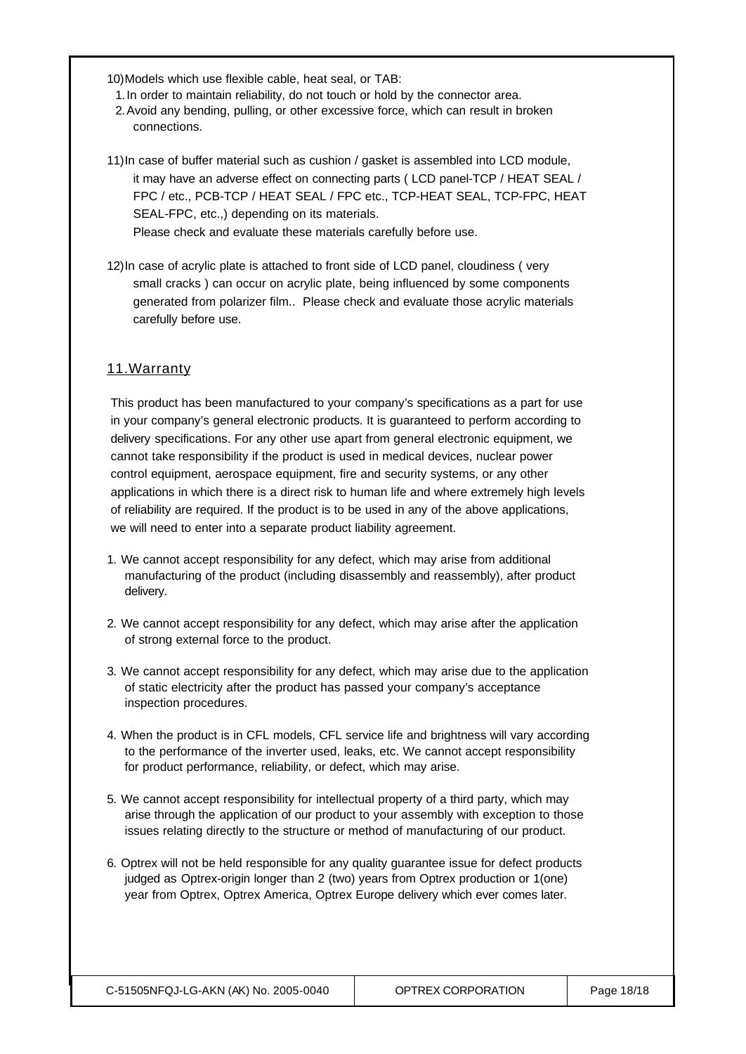10) Models which use flexible cable, heat seal, or TAB:

1. In order to maintain reliability, do not touch or hold by the connector area.
2. Avoid any bending, pulling, or other excessive force, which can result in broken connections.

11) In case of buffer material such as cushion / gasket is assembled into LCD module, it may have an adverse effect on connecting parts ( LCD panel-TCP / HEAT SEAL / FPC / etc., PCB-TCP / HEAT SEAL / FPC etc., TCP-HEAT SEAL, TCP-FPC, HEAT SEAL-FPC, etc.,) depending on its materials.
Please check and evaluate these materials carefully before use.

12) In case of acrylic plate is attached to front side of LCD panel, cloudiness ( very small cracks ) can occur on acrylic plate, being influenced by some components generated from polarizer film.. Please check and evaluate those acrylic materials carefully before use.

## 11. Warranty

This product has been manufactured to your company's specifications as a part for use in your company's general electronic products. It is guaranteed to perform according to delivery specifications. For any other use apart from general electronic equipment, we cannot take responsibility if the product is used in medical devices, nuclear power control equipment, aerospace equipment, fire and security systems, or any other applications in which there is a direct risk to human life and where extremely high levels of reliability are required. If the product is to be used in any of the above applications, we will need to enter into a separate product liability agreement.

1. We cannot accept responsibility for any defect, which may arise from additional manufacturing of the product (including disassembly and reassembly), after product delivery.

2. We cannot accept responsibility for any defect, which may arise after the application of strong external force to the product.

3. We cannot accept responsibility for any defect, which may arise due to the application of static electricity after the product has passed your company's acceptance inspection procedures.

4. When the product is in CFL models, CFL service life and brightness will vary according to the performance of the inverter used, leaks, etc. We cannot accept responsibility for product performance, reliability, or defect, which may arise.

5. We cannot accept responsibility for intellectual property of a third party, which may arise through the application of our product to your assembly with exception to those issues relating directly to the structure or method of manufacturing of our product.

6. Optrex will not be held responsible for any quality guarantee issue for defect products judged as Optrex-origin longer than 2 (two) years from Optrex production or 1(one) year from Optrex, Optrex America, Optrex Europe delivery which ever comes later.